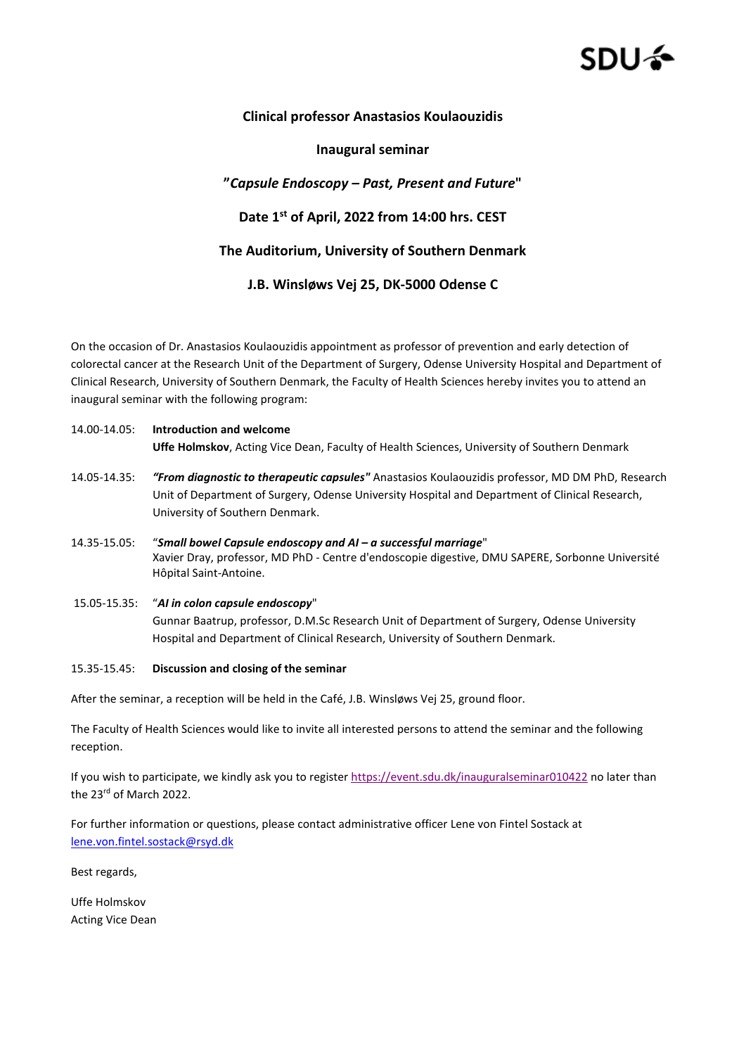SDU

**Clinical professor Anastasios Koulaouzidis**

**Inaugural seminar**

**"*Capsule Endoscopy – Past, Present and Future*"**

**Date 1st of April, 2022 from 14:00 hrs. CEST**

**The Auditorium, University of Southern Denmark**

**J.B. Winsløws Vej 25, DK-5000 Odense C**

On the occasion of Dr. Anastasios Koulaouzidis appointment as professor of prevention and early detection of colorectal cancer at the Research Unit of the Department of Surgery, Odense University Hospital and Department of Clinical Research, University of Southern Denmark, the Faculty of Health Sciences hereby invites you to attend an inaugural seminar with the following program:

14.00-14.05: **Introduction and welcome**
**Uffe Holmskov**, Acting Vice Dean, Faculty of Health Sciences, University of Southern Denmark

14.05-14.35: ***"From diagnostic to therapeutic capsules"*** Anastasios Koulaouzidis professor, MD DM PhD, Research Unit of Department of Surgery, Odense University Hospital and Department of Clinical Research, University of Southern Denmark.

14.35-15.05: "***Small bowel Capsule endoscopy and AI – a successful marriage***"
Xavier Dray, professor, MD PhD - Centre d'endoscopie digestive, DMU SAPERE, Sorbonne Université Hôpital Saint-Antoine.

15.05-15.35: "***AI in colon capsule endoscopy***"
Gunnar Baatrup, professor, D.M.Sc Research Unit of Department of Surgery, Odense University Hospital and Department of Clinical Research, University of Southern Denmark.

15.35-15.45: **Discussion and closing of the seminar**

After the seminar, a reception will be held in the Café, J.B. Winsløws Vej 25, ground floor.

The Faculty of Health Sciences would like to invite all interested persons to attend the seminar and the following reception.

If you wish to participate, we kindly ask you to register https://event.sdu.dk/inauguralseminar010422 no later than the 23rd of March 2022.

For further information or questions, please contact administrative officer Lene von Fintel Sostack at lene.von.fintel.sostack@rsyd.dk

Best regards,

Uffe Holmskov
Acting Vice Dean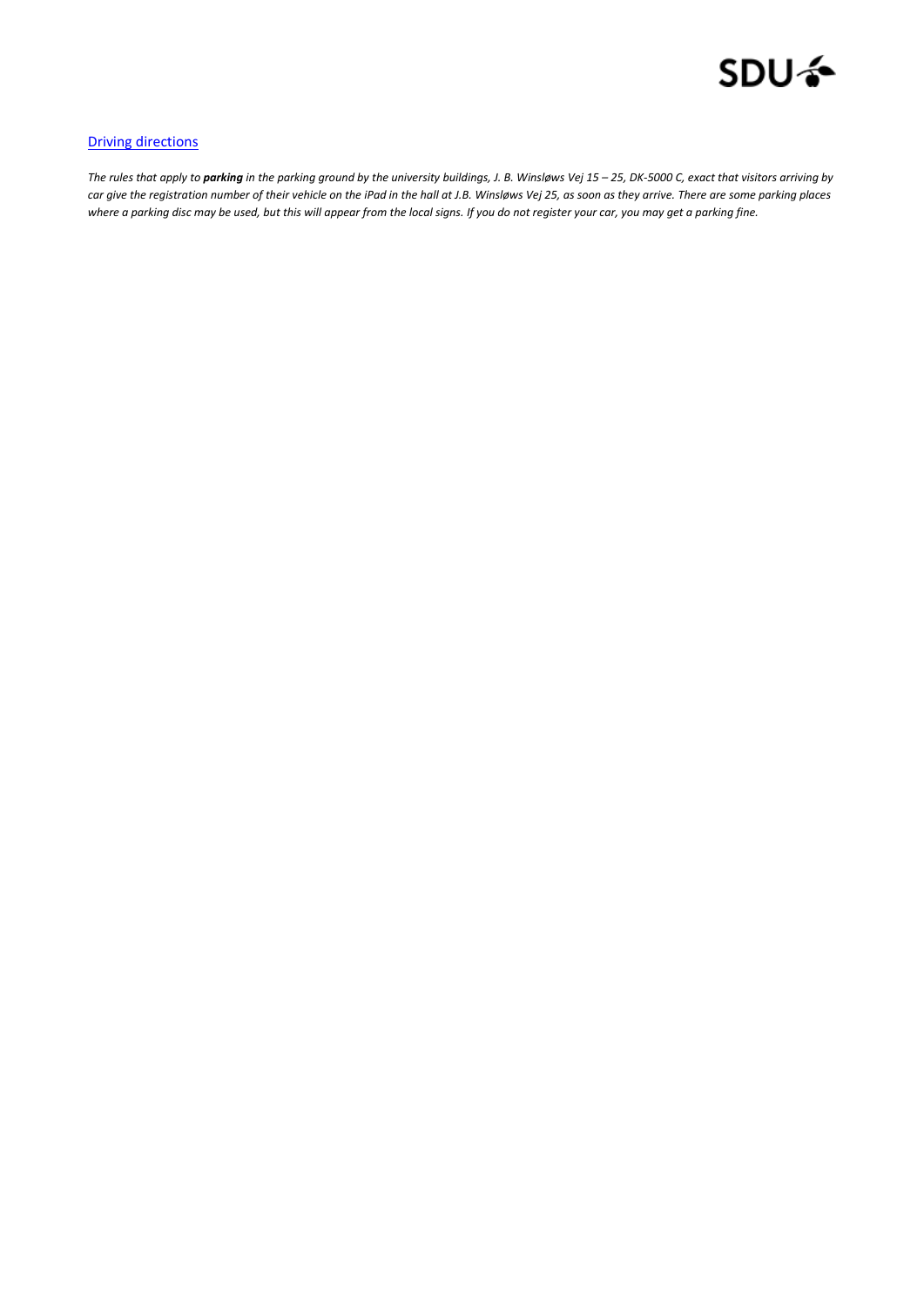[Driving directions]

*The rules that apply to **parking** in the parking ground by the university buildings, J. B. Winsløws Vej 15 – 25, DK-5000 C, exact that visitors arriving by car give the registration number of their vehicle on the iPad in the hall at J.B. Winsløws Vej 25, as soon as they arrive. There are some parking places where a parking disc may be used, but this will appear from the local signs. If you do not register your car, you may get a parking fine.*